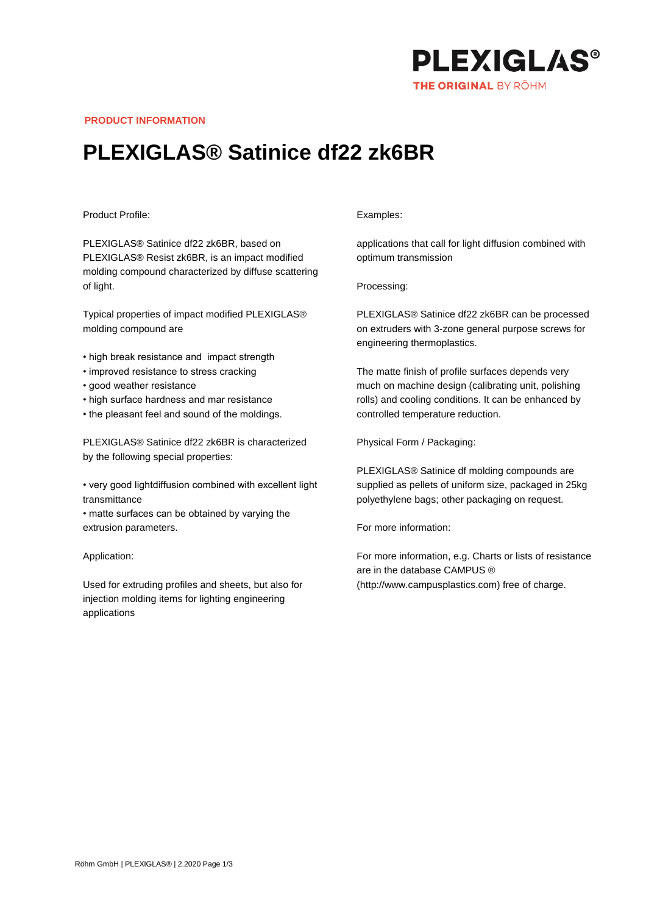PLEXIGLAS®
THE ORIGINAL BY RÖHM

**PRODUCT INFORMATION**

# PLEXIGLAS® Satinice df22 zk6BR

Product Profile:

PLEXIGLAS® Satinice df22 zk6BR, based on PLEXIGLAS® Resist zk6BR, is an impact modified molding compound characterized by diffuse scattering of light.

Typical properties of impact modified PLEXIGLAS® molding compound are

• high break resistance and  impact strength
• improved resistance to stress cracking
• good weather resistance
• high surface hardness and mar resistance
• the pleasant feel and sound of the moldings.

PLEXIGLAS® Satinice df22 zk6BR is characterized by the following special properties:

• very good lightdiffusion combined with excellent light transmittance
• matte surfaces can be obtained by varying the extrusion parameters.

Application:

Used for extruding profiles and sheets, but also for injection molding items for lighting engineering applications

Examples:

applications that call for light diffusion combined with optimum transmission

Processing:

PLEXIGLAS® Satinice df22 zk6BR can be processed on extruders with 3-zone general purpose screws for engineering thermoplastics.

The matte finish of profile surfaces depends very much on machine design (calibrating unit, polishing rolls) and cooling conditions. It can be enhanced by controlled temperature reduction.

Physical Form / Packaging:

PLEXIGLAS® Satinice df molding compounds are supplied as pellets of uniform size, packaged in 25kg polyethylene bags; other packaging on request.

For more information:

For more information, e.g. Charts or lists of resistance are in the database CAMPUS ® (http://www.campusplastics.com) free of charge.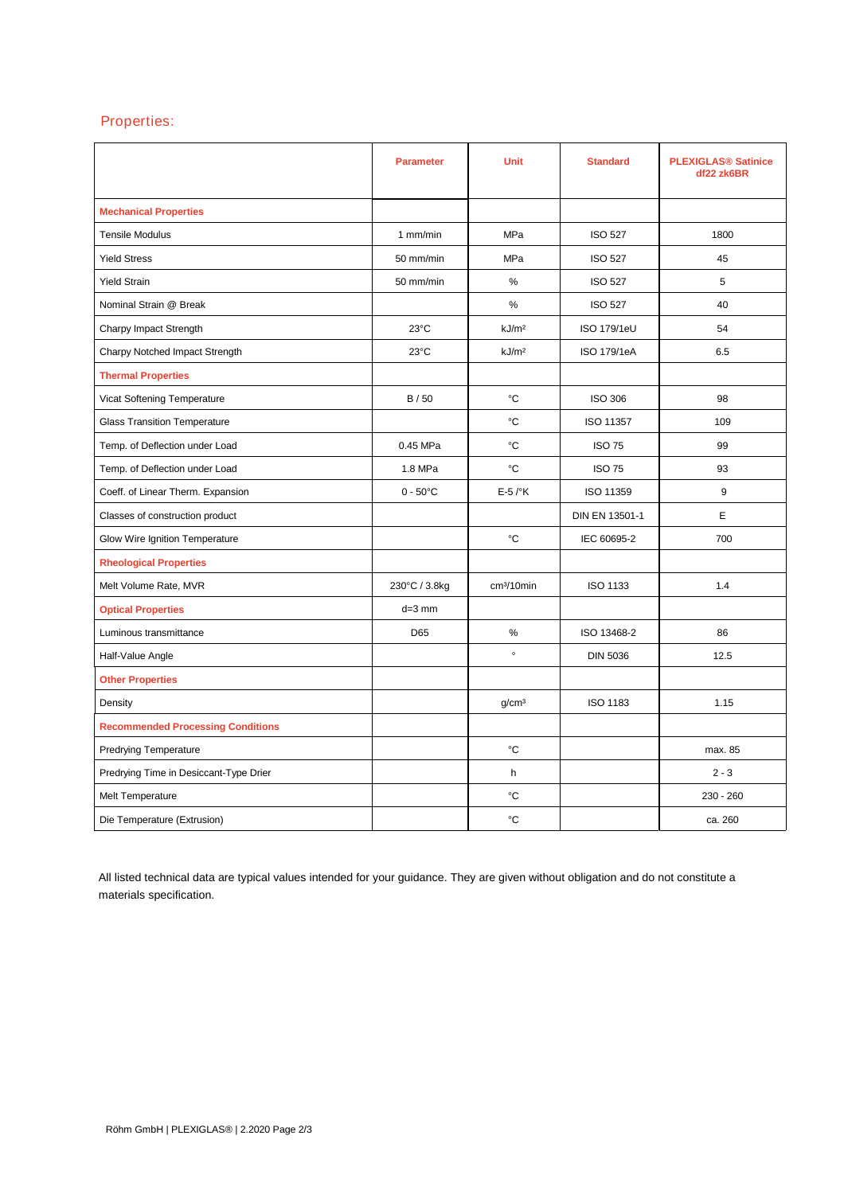## Properties:

| | Parameter | Unit | Standard | PLEXIGLAS® Satinice df22 zk6BR |
|---|---|---|---|---|
| **Mechanical Properties** | | | | |
| Tensile Modulus | 1 mm/min | MPa | ISO 527 | 1800 |
| Yield Stress | 50 mm/min | MPa | ISO 527 | 45 |
| Yield Strain | 50 mm/min | % | ISO 527 | 5 |
| Nominal Strain @ Break | | % | ISO 527 | 40 |
| Charpy Impact Strength | 23°C | kJ/m² | ISO 179/1eU | 54 |
| Charpy Notched Impact Strength | 23°C | kJ/m² | ISO 179/1eA | 6.5 |
| **Thermal Properties** | | | | |
| Vicat Softening Temperature | B / 50 | °C | ISO 306 | 98 |
| Glass Transition Temperature | | °C | ISO 11357 | 109 |
| Temp. of Deflection under Load | 0.45 MPa | °C | ISO 75 | 99 |
| Temp. of Deflection under Load | 1.8 MPa | °C | ISO 75 | 93 |
| Coeff. of Linear Therm. Expansion | 0 - 50°C | E-5 /°K | ISO 11359 | 9 |
| Classes of construction product | | | DIN EN 13501-1 | E |
| Glow Wire Ignition Temperature | | °C | IEC 60695-2 | 700 |
| **Rheological Properties** | | | | |
| Melt Volume Rate, MVR | 230°C / 3.8kg | cm³/10min | ISO 1133 | 1.4 |
| **Optical Properties** | d=3 mm | | | |
| Luminous transmittance | D65 | % | ISO 13468-2 | 86 |
| Half-Value Angle | | ° | DIN 5036 | 12.5 |
| **Other Properties** | | | | |
| Density | | g/cm³ | ISO 1183 | 1.15 |
| **Recommended Processing Conditions** | | | | |
| Predrying Temperature | | °C | | max. 85 |
| Predrying Time in Desiccant-Type Drier | | h | | 2 - 3 |
| Melt Temperature | | °C | | 230 - 260 |
| Die Temperature (Extrusion) | | °C | | ca. 260 |

All listed technical data are typical values intended for your guidance. They are given without obligation and do not constitute a materials specification.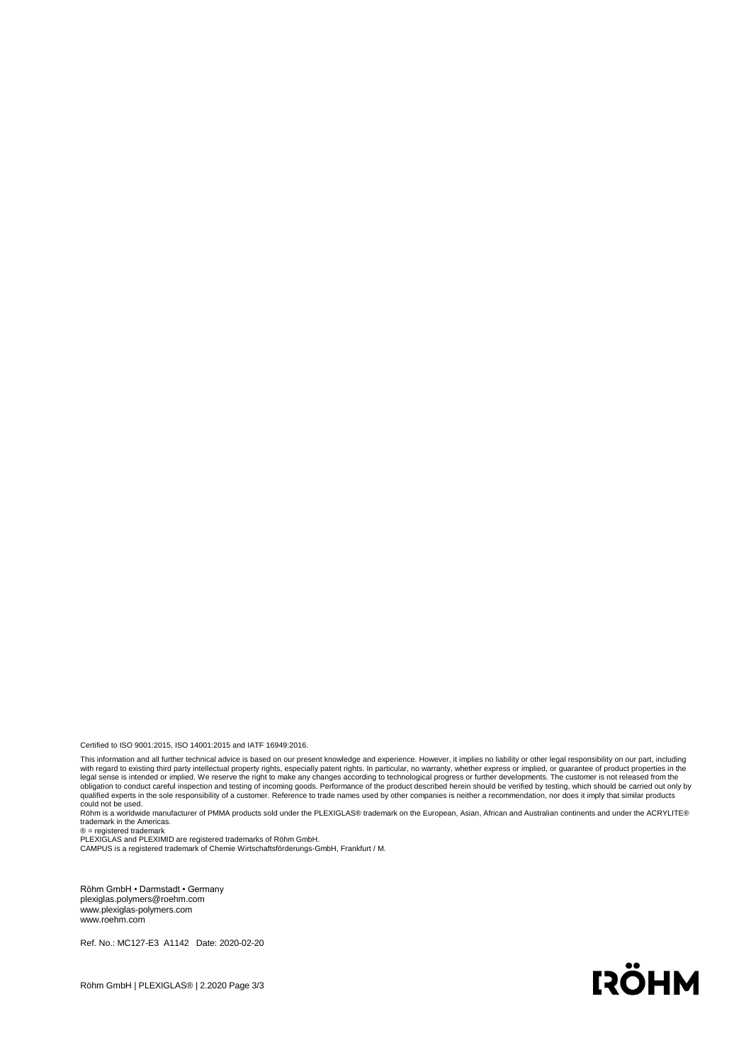Certified to ISO 9001:2015, ISO 14001:2015 and IATF 16949:2016.

This information and all further technical advice is based on our present knowledge and experience. However, it implies no liability or other legal responsibility on our part, including with regard to existing third party intellectual property rights, especially patent rights. In particular, no warranty, whether express or implied, or guarantee of product properties in the legal sense is intended or implied. We reserve the right to make any changes according to technological progress or further developments. The customer is not released from the obligation to conduct careful inspection and testing of incoming goods. Performance of the product described herein should be verified by testing, which should be carried out only by qualified experts in the sole responsibility of a customer. Reference to trade names used by other companies is neither a recommendation, nor does it imply that similar products could not be used.
Röhm is a worldwide manufacturer of PMMA products sold under the PLEXIGLAS® trademark on the European, Asian, African and Australian continents and under the ACRYLITE® trademark in the Americas.
® = registered trademark
PLEXIGLAS and PLEXIMID are registered trademarks of Röhm GmbH.
CAMPUS is a registered trademark of Chemie Wirtschaftsförderungs-GmbH, Frankfurt / M.

Röhm GmbH • Darmstadt • Germany
plexiglas.polymers@roehm.com
www.plexiglas-polymers.com
www.roehm.com

Ref. No.: MC127-E3 A1142 Date: 2020-02-20

RÖHM